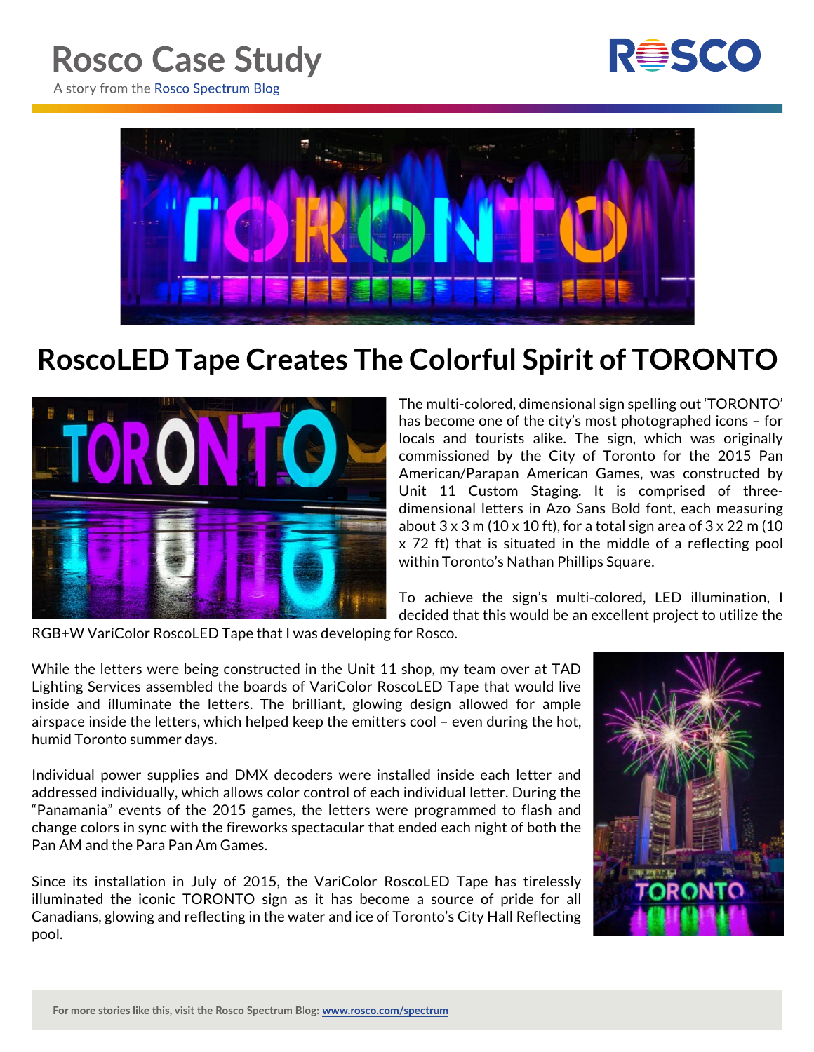# Rosco Case Study

A story from the Rosco Spectrum Blog

## RoscoLED Tape Creates The Colorful Spirit of TORONTO

The multi-colored, dimensional sign spelling out 'TORONTO' has become one of the city's most photographed icons – for locals and tourists alike. The sign, which was originally commissioned by the City of Toronto for the 2015 Pan American/Parapan American Games, was constructed by Unit 11 Custom Staging. It is comprised of three-dimensional letters in Azo Sans Bold font, each measuring about 3 x 3 m (10 x 10 ft), for a total sign area of 3 x 22 m (10 x 72 ft) that is situated in the middle of a reflecting pool within Toronto's Nathan Phillips Square.

To achieve the sign's multi-colored, LED illumination, I decided that this would be an excellent project to utilize the RGB+W VariColor RoscoLED Tape that I was developing for Rosco.

While the letters were being constructed in the Unit 11 shop, my team over at TAD Lighting Services assembled the boards of VariColor RoscoLED Tape that would live inside and illuminate the letters. The brilliant, glowing design allowed for ample airspace inside the letters, which helped keep the emitters cool – even during the hot, humid Toronto summer days.

Individual power supplies and DMX decoders were installed inside each letter and addressed individually, which allows color control of each individual letter. During the "Panamania" events of the 2015 games, the letters were programmed to flash and change colors in sync with the fireworks spectacular that ended each night of both the Pan AM and the Para Pan Am Games.

Since its installation in July of 2015, the VariColor RoscoLED Tape has tirelessly illuminated the iconic TORONTO sign as it has become a source of pride for all Canadians, glowing and reflecting in the water and ice of Toronto's City Hall Reflecting pool.

For more stories like this, visit the Rosco Spectrum Blog: www.rosco.com/spectrum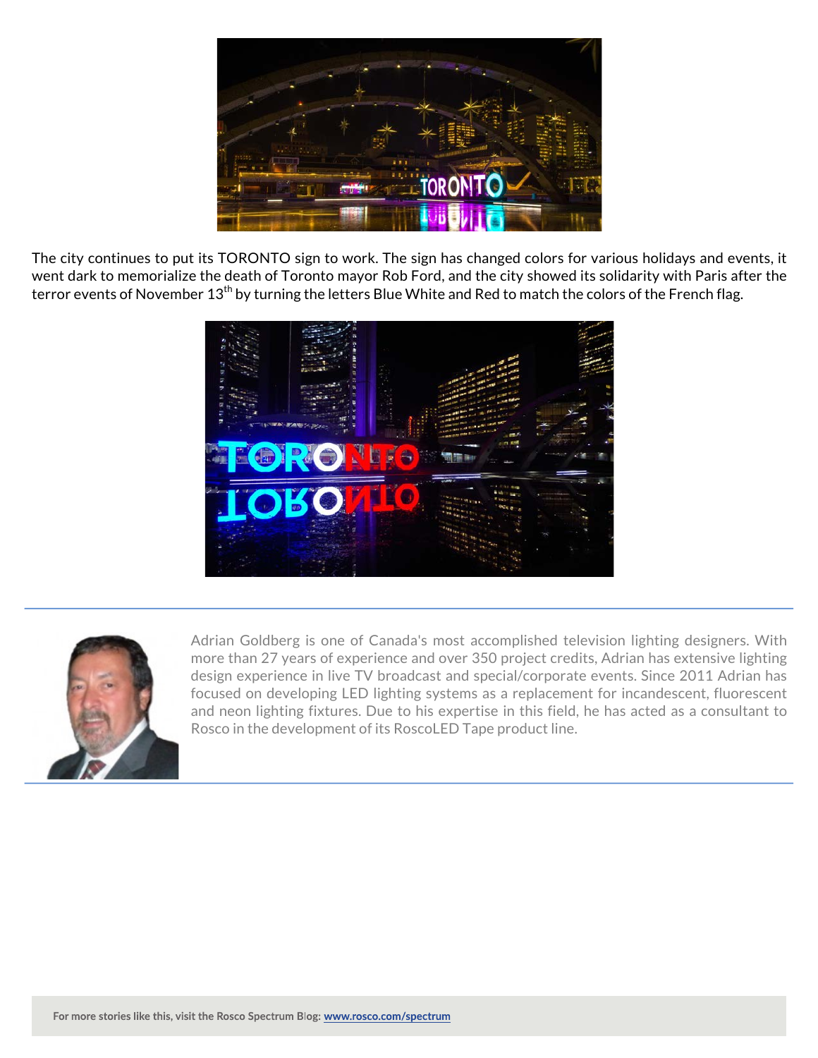The city continues to put its TORONTO sign to work. The sign has changed colors for various holidays and events, it went dark to memorialize the death of Toronto mayor Rob Ford, and the city showed its solidarity with Paris after the terror events of November 13th by turning the letters Blue White and Red to match the colors of the French flag.

Adrian Goldberg is one of Canada's most accomplished television lighting designers. With more than 27 years of experience and over 350 project credits, Adrian has extensive lighting design experience in live TV broadcast and special/corporate events. Since 2011 Adrian has focused on developing LED lighting systems as a replacement for incandescent, fluorescent and neon lighting fixtures. Due to his expertise in this field, he has acted as a consultant to Rosco in the development of its RoscoLED Tape product line.

**For more stories like this, visit the Rosco Spectrum Blog: [www.rosco.com/spectrum](www.rosco.com/spectrum)**